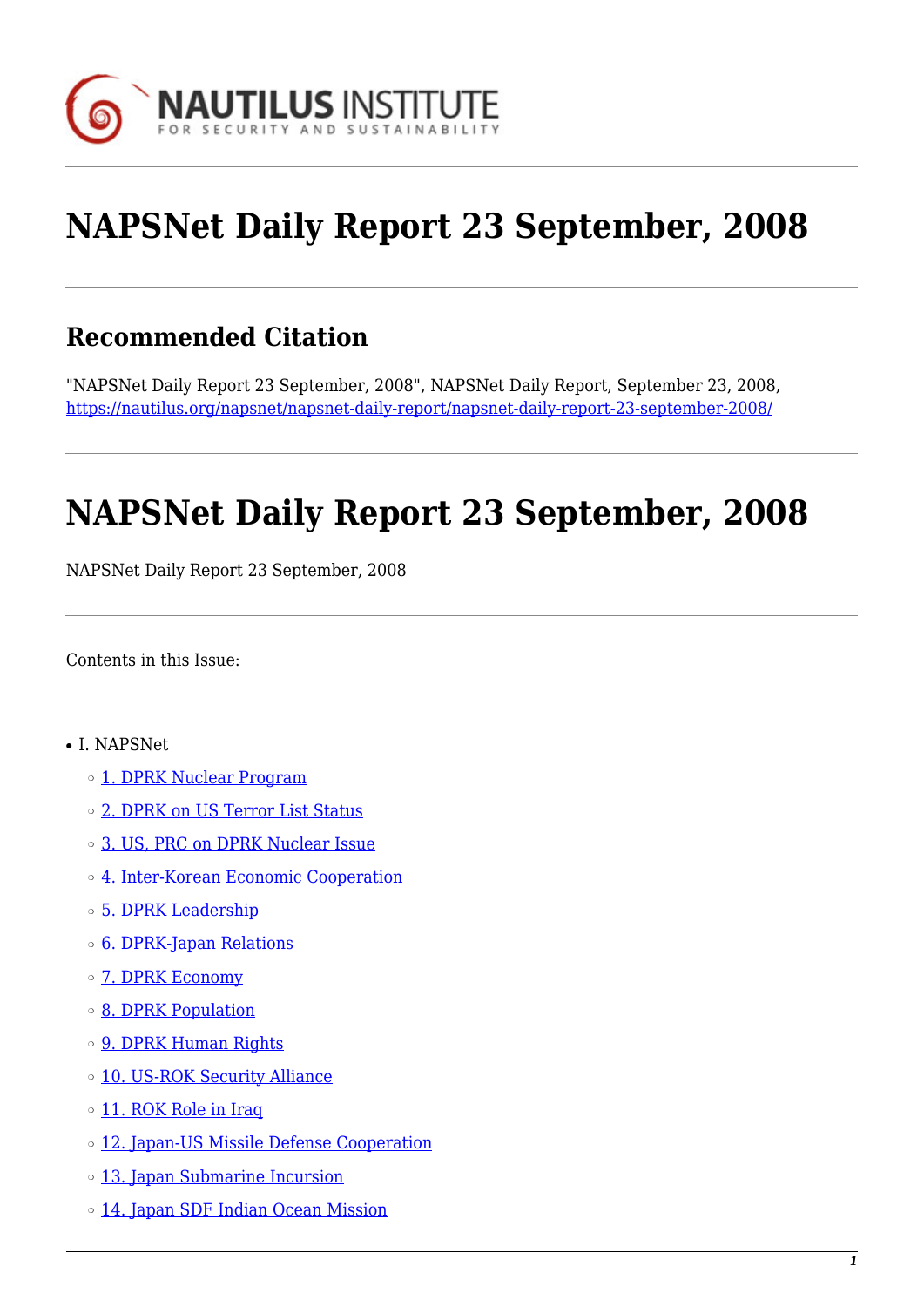# NAPSNet Daily Report 23 September, 2008

## Recommended Citation

"NAPSNet Daily Report 23 September, 2008", NAPSNet Daily Report, September 23, 2008, https://nautilus.org/napsnet/napsnet-daily-report/napsnet-daily-report-23-september-2008/

# NAPSNet Daily Report 23 September, 2008

NAPSNet Daily Report 23 September, 2008

Contents in this Issue:

- I. NAPSNet
  - 1. DPRK Nuclear Program
  - 2. DPRK on US Terror List Status
  - 3. US, PRC on DPRK Nuclear Issue
  - 4. Inter-Korean Economic Cooperation
  - 5. DPRK Leadership
  - 6. DPRK-Japan Relations
  - 7. DPRK Economy
  - 8. DPRK Population
  - 9. DPRK Human Rights
  - 10. US-ROK Security Alliance
  - 11. ROK Role in Iraq
  - 12. Japan-US Missile Defense Cooperation
  - 13. Japan Submarine Incursion
  - 14. Japan SDF Indian Ocean Mission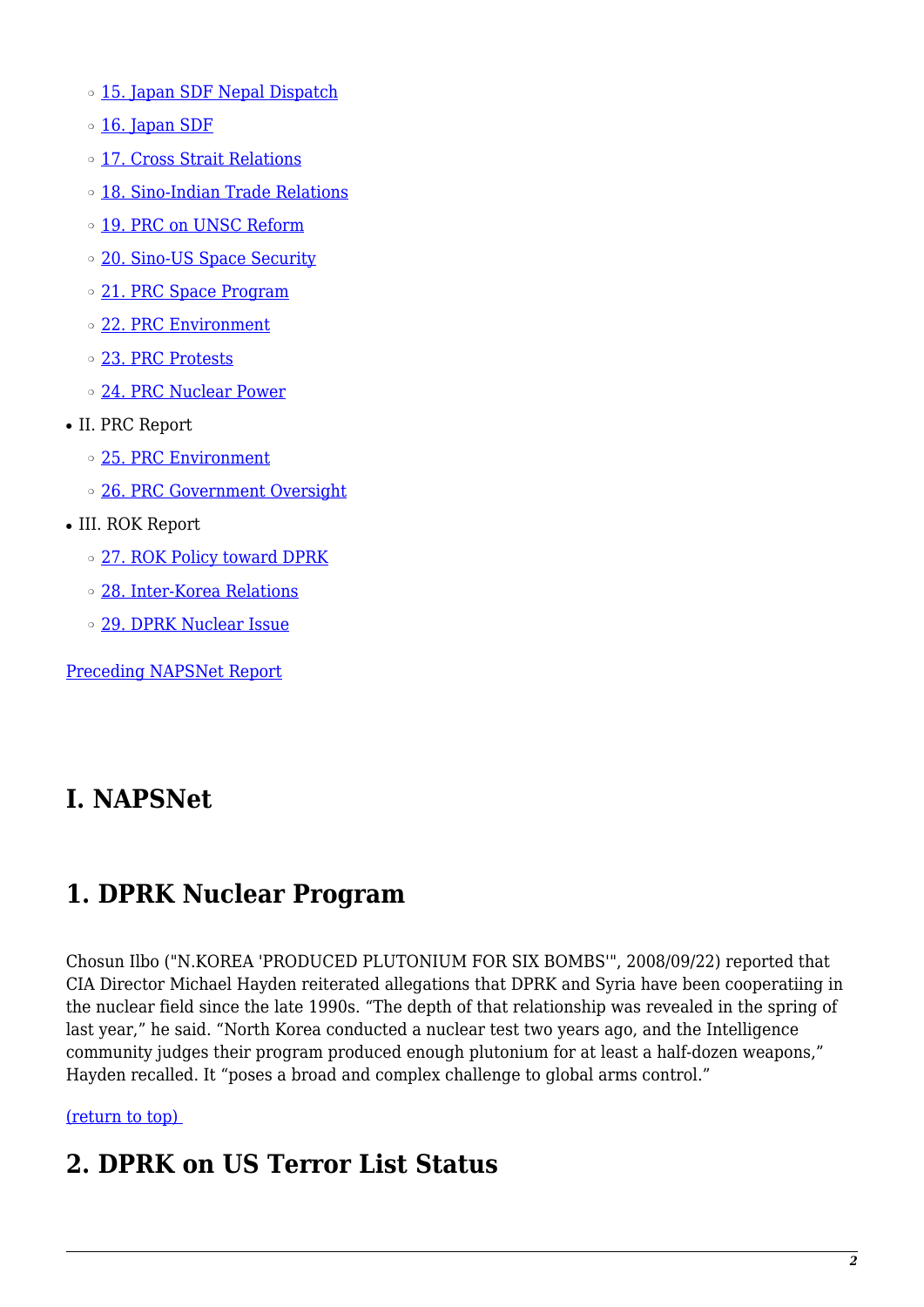- 15. Japan SDF Nepal Dispatch
- 16. Japan SDF
- 17. Cross Strait Relations
- 18. Sino-Indian Trade Relations
- 19. PRC on UNSC Reform
- 20. Sino-US Space Security
- 21. PRC Space Program
- 22. PRC Environment
- 23. PRC Protests
- 24. PRC Nuclear Power

- II. PRC Report
  - 25. PRC Environment
  - 26. PRC Government Oversight
- III. ROK Report
  - 27. ROK Policy toward DPRK
  - 28. Inter-Korea Relations
  - 29. DPRK Nuclear Issue

Preceding NAPSNet Report

# I. NAPSNet

## 1. DPRK Nuclear Program

Chosun Ilbo ("N.KOREA 'PRODUCED PLUTONIUM FOR SIX BOMBS'", 2008/09/22) reported that CIA Director Michael Hayden reiterated allegations that DPRK and Syria have been cooperatiing in the nuclear field since the late 1990s. "The depth of that relationship was revealed in the spring of last year," he said. "North Korea conducted a nuclear test two years ago, and the Intelligence community judges their program produced enough plutonium for at least a half-dozen weapons," Hayden recalled. It "poses a broad and complex challenge to global arms control."

(return to top)

## 2. DPRK on US Terror List Status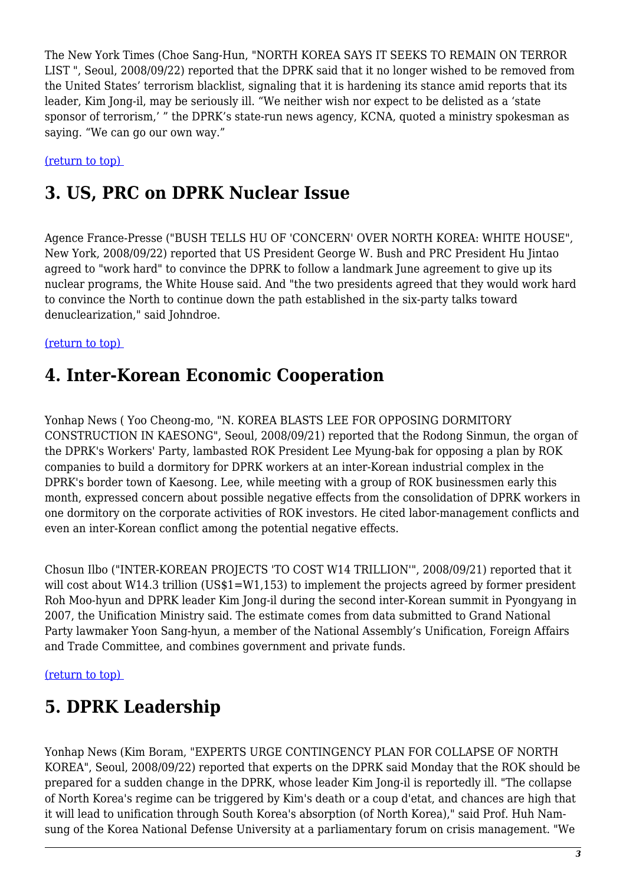The New York Times (Choe Sang-Hun, "NORTH KOREA SAYS IT SEEKS TO REMAIN ON TERROR LIST ", Seoul, 2008/09/22) reported that the DPRK said that it no longer wished to be removed from the United States' terrorism blacklist, signaling that it is hardening its stance amid reports that its leader, Kim Jong-il, may be seriously ill. "We neither wish nor expect to be delisted as a 'state sponsor of terrorism,' " the DPRK's state-run news agency, KCNA, quoted a ministry spokesman as saying. "We can go our own way."

(return to top)

## 3. US, PRC on DPRK Nuclear Issue

Agence France-Presse ("BUSH TELLS HU OF 'CONCERN' OVER NORTH KOREA: WHITE HOUSE", New York, 2008/09/22) reported that US President George W. Bush and PRC President Hu Jintao agreed to "work hard" to convince the DPRK to follow a landmark June agreement to give up its nuclear programs, the White House said. And "the two presidents agreed that they would work hard to convince the North to continue down the path established in the six-party talks toward denuclearization," said Johndroe.

(return to top)

## 4. Inter-Korean Economic Cooperation

Yonhap News ( Yoo Cheong-mo, "N. KOREA BLASTS LEE FOR OPPOSING DORMITORY CONSTRUCTION IN KAESONG", Seoul, 2008/09/21) reported that the Rodong Sinmun, the organ of the DPRK's Workers' Party, lambasted ROK President Lee Myung-bak for opposing a plan by ROK companies to build a dormitory for DPRK workers at an inter-Korean industrial complex in the DPRK's border town of Kaesong. Lee, while meeting with a group of ROK businessmen early this month, expressed concern about possible negative effects from the consolidation of DPRK workers in one dormitory on the corporate activities of ROK investors. He cited labor-management conflicts and even an inter-Korean conflict among the potential negative effects.

Chosun Ilbo ("INTER-KOREAN PROJECTS 'TO COST W14 TRILLION'", 2008/09/21) reported that it will cost about W14.3 trillion (US$1=W1,153) to implement the projects agreed by former president Roh Moo-hyun and DPRK leader Kim Jong-il during the second inter-Korean summit in Pyongyang in 2007, the Unification Ministry said. The estimate comes from data submitted to Grand National Party lawmaker Yoon Sang-hyun, a member of the National Assembly's Unification, Foreign Affairs and Trade Committee, and combines government and private funds.

(return to top)

## 5. DPRK Leadership

Yonhap News (Kim Boram, "EXPERTS URGE CONTINGENCY PLAN FOR COLLAPSE OF NORTH KOREA", Seoul, 2008/09/22) reported that experts on the DPRK said Monday that the ROK should be prepared for a sudden change in the DPRK, whose leader Kim Jong-il is reportedly ill. "The collapse of North Korea's regime can be triggered by Kim's death or a coup d'etat, and chances are high that it will lead to unification through South Korea's absorption (of North Korea)," said Prof. Huh Nam-sung of the Korea National Defense University at a parliamentary forum on crisis management. "We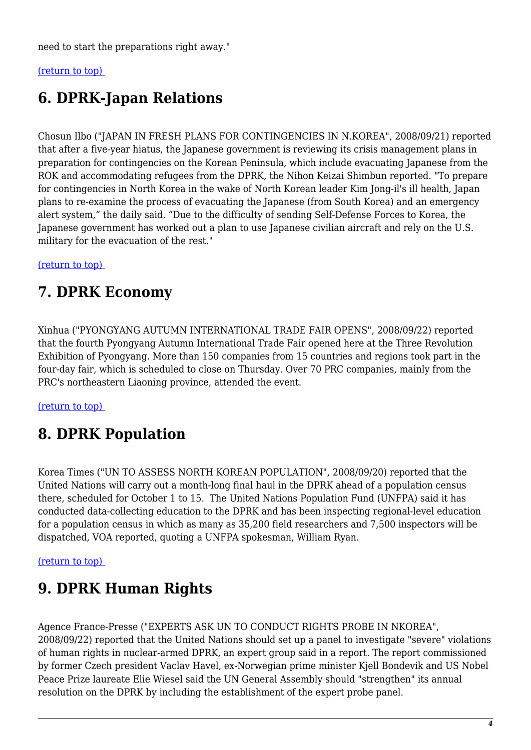need to start the preparations right away."

(return to top)

## 6. DPRK-Japan Relations

Chosun Ilbo ("JAPAN IN FRESH PLANS FOR CONTINGENCIES IN N.KOREA", 2008/09/21) reported that after a five-year hiatus, the Japanese government is reviewing its crisis management plans in preparation for contingencies on the Korean Peninsula, which include evacuating Japanese from the ROK and accommodating refugees from the DPRK, the Nihon Keizai Shimbun reported. "To prepare for contingencies in North Korea in the wake of North Korean leader Kim Jong-il's ill health, Japan plans to re-examine the process of evacuating the Japanese (from South Korea) and an emergency alert system," the daily said. "Due to the difficulty of sending Self-Defense Forces to Korea, the Japanese government has worked out a plan to use Japanese civilian aircraft and rely on the U.S. military for the evacuation of the rest."

(return to top)

## 7. DPRK Economy

Xinhua ("PYONGYANG AUTUMN INTERNATIONAL TRADE FAIR OPENS", 2008/09/22) reported that the fourth Pyongyang Autumn International Trade Fair opened here at the Three Revolution Exhibition of Pyongyang. More than 150 companies from 15 countries and regions took part in the four-day fair, which is scheduled to close on Thursday. Over 70 PRC companies, mainly from the PRC's northeastern Liaoning province, attended the event.

(return to top)

## 8. DPRK Population

Korea Times ("UN TO ASSESS NORTH KOREAN POPULATION", 2008/09/20) reported that the United Nations will carry out a month-long final haul in the DPRK ahead of a population census there, scheduled for October 1 to 15. The United Nations Population Fund (UNFPA) said it has conducted data-collecting education to the DPRK and has been inspecting regional-level education for a population census in which as many as 35,200 field researchers and 7,500 inspectors will be dispatched, VOA reported, quoting a UNFPA spokesman, William Ryan.

(return to top)

## 9. DPRK Human Rights

Agence France-Presse ("EXPERTS ASK UN TO CONDUCT RIGHTS PROBE IN NKOREA", 2008/09/22) reported that the United Nations should set up a panel to investigate "severe" violations of human rights in nuclear-armed DPRK, an expert group said in a report. The report commissioned by former Czech president Vaclav Havel, ex-Norwegian prime minister Kjell Bondevik and US Nobel Peace Prize laureate Elie Wiesel said the UN General Assembly should "strengthen" its annual resolution on the DPRK by including the establishment of the expert probe panel.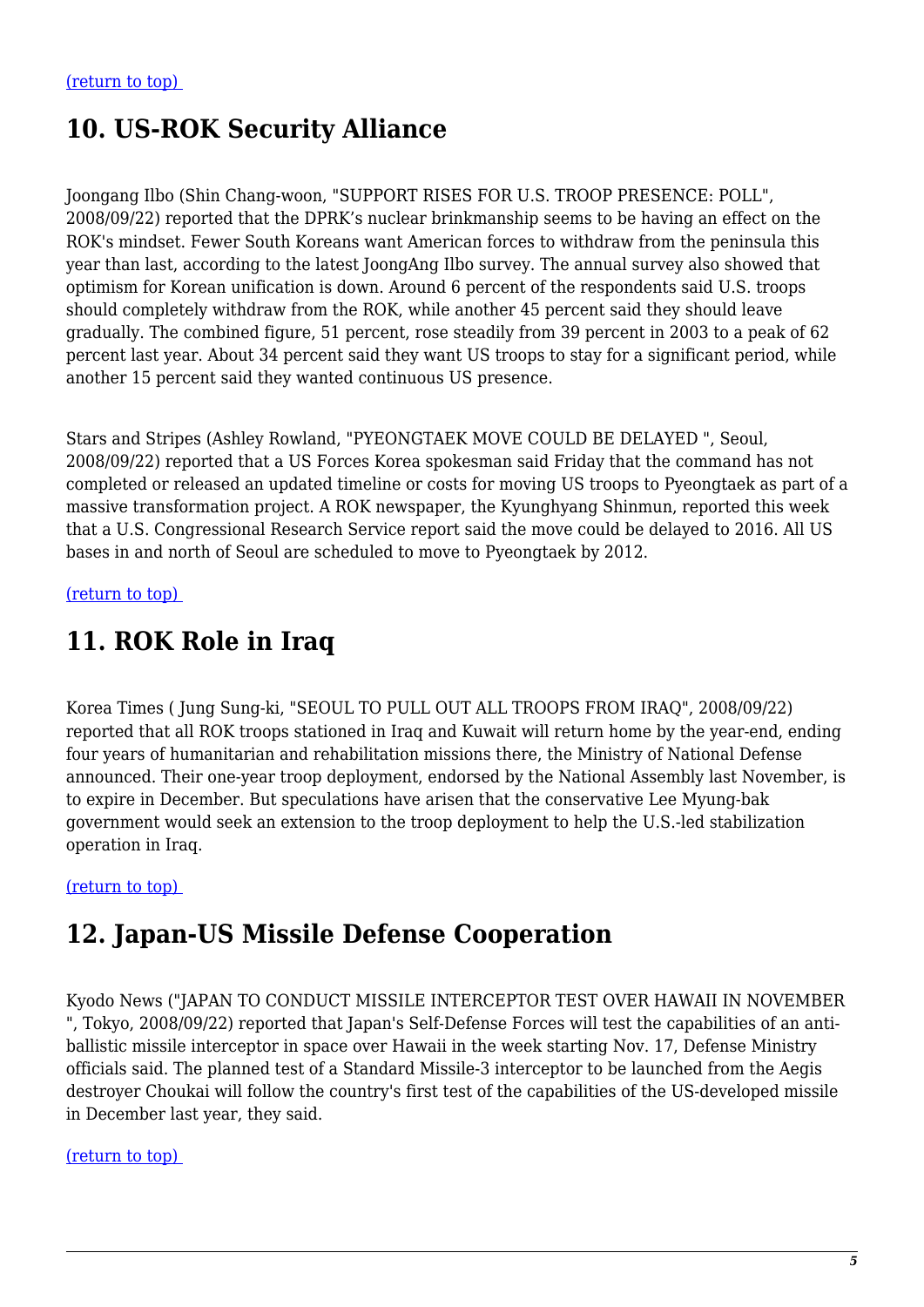(return to top) 

## 10. US-ROK Security Alliance

Joongang Ilbo (Shin Chang-woon, "SUPPORT RISES FOR U.S. TROOP PRESENCE: POLL", 2008/09/22) reported that the DPRK's nuclear brinkmanship seems to be having an effect on the ROK's mindset. Fewer South Koreans want American forces to withdraw from the peninsula this year than last, according to the latest JoongAng Ilbo survey. The annual survey also showed that optimism for Korean unification is down. Around 6 percent of the respondents said U.S. troops should completely withdraw from the ROK, while another 45 percent said they should leave gradually. The combined figure, 51 percent, rose steadily from 39 percent in 2003 to a peak of 62 percent last year. About 34 percent said they want US troops to stay for a significant period, while another 15 percent said they wanted continuous US presence.

Stars and Stripes (Ashley Rowland, "PYEONGTAEK MOVE COULD BE DELAYED ", Seoul, 2008/09/22) reported that a US Forces Korea spokesman said Friday that the command has not completed or released an updated timeline or costs for moving US troops to Pyeongtaek as part of a massive transformation project. A ROK newspaper, the Kyunghyang Shinmun, reported this week that a U.S. Congressional Research Service report said the move could be delayed to 2016. All US bases in and north of Seoul are scheduled to move to Pyeongtaek by 2012.

(return to top) 

## 11. ROK Role in Iraq

Korea Times ( Jung Sung-ki, "SEOUL TO PULL OUT ALL TROOPS FROM IRAQ", 2008/09/22) reported that all ROK troops stationed in Iraq and Kuwait will return home by the year-end, ending four years of humanitarian and rehabilitation missions there, the Ministry of National Defense announced. Their one-year troop deployment, endorsed by the National Assembly last November, is to expire in December. But speculations have arisen that the conservative Lee Myung-bak government would seek an extension to the troop deployment to help the U.S.-led stabilization operation in Iraq.

(return to top) 

## 12. Japan-US Missile Defense Cooperation

Kyodo News ("JAPAN TO CONDUCT MISSILE INTERCEPTOR TEST OVER HAWAII IN NOVEMBER ", Tokyo, 2008/09/22) reported that Japan's Self-Defense Forces will test the capabilities of an anti-ballistic missile interceptor in space over Hawaii in the week starting Nov. 17, Defense Ministry officials said. The planned test of a Standard Missile-3 interceptor to be launched from the Aegis destroyer Choukai will follow the country's first test of the capabilities of the US-developed missile in December last year, they said.

(return to top)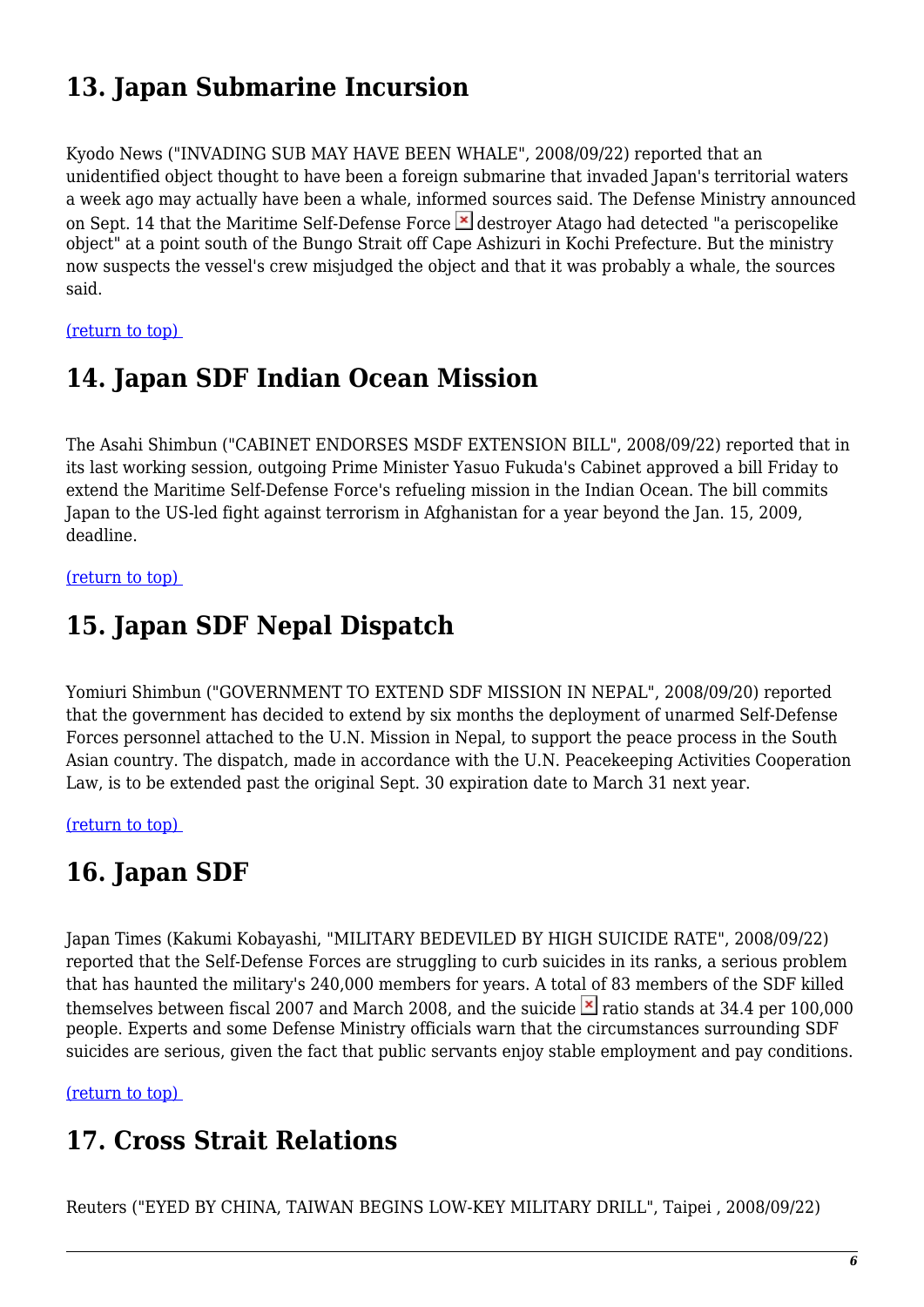## 13. Japan Submarine Incursion

Kyodo News ("INVADING SUB MAY HAVE BEEN WHALE", 2008/09/22) reported that an unidentified object thought to have been a foreign submarine that invaded Japan's territorial waters a week ago may actually have been a whale, informed sources said. The Defense Ministry announced on Sept. 14 that the Maritime Self-Defense Force destroyer Atago had detected "a periscopelike object" at a point south of the Bungo Strait off Cape Ashizuri in Kochi Prefecture. But the ministry now suspects the vessel's crew misjudged the object and that it was probably a whale, the sources said.

(return to top)

## 14. Japan SDF Indian Ocean Mission

The Asahi Shimbun ("CABINET ENDORSES MSDF EXTENSION BILL", 2008/09/22) reported that in its last working session, outgoing Prime Minister Yasuo Fukuda's Cabinet approved a bill Friday to extend the Maritime Self-Defense Force's refueling mission in the Indian Ocean. The bill commits Japan to the US-led fight against terrorism in Afghanistan for a year beyond the Jan. 15, 2009, deadline.

(return to top)

## 15. Japan SDF Nepal Dispatch

Yomiuri Shimbun ("GOVERNMENT TO EXTEND SDF MISSION IN NEPAL", 2008/09/20) reported that the government has decided to extend by six months the deployment of unarmed Self-Defense Forces personnel attached to the U.N. Mission in Nepal, to support the peace process in the South Asian country. The dispatch, made in accordance with the U.N. Peacekeeping Activities Cooperation Law, is to be extended past the original Sept. 30 expiration date to March 31 next year.

(return to top)

## 16. Japan SDF

Japan Times (Kakumi Kobayashi, "MILITARY BEDEVILED BY HIGH SUICIDE RATE", 2008/09/22) reported that the Self-Defense Forces are struggling to curb suicides in its ranks, a serious problem that has haunted the military's 240,000 members for years. A total of 83 members of the SDF killed themselves between fiscal 2007 and March 2008, and the suicide ratio stands at 34.4 per 100,000 people. Experts and some Defense Ministry officials warn that the circumstances surrounding SDF suicides are serious, given the fact that public servants enjoy stable employment and pay conditions.

(return to top)

## 17. Cross Strait Relations

Reuters ("EYED BY CHINA, TAIWAN BEGINS LOW-KEY MILITARY DRILL", Taipei , 2008/09/22)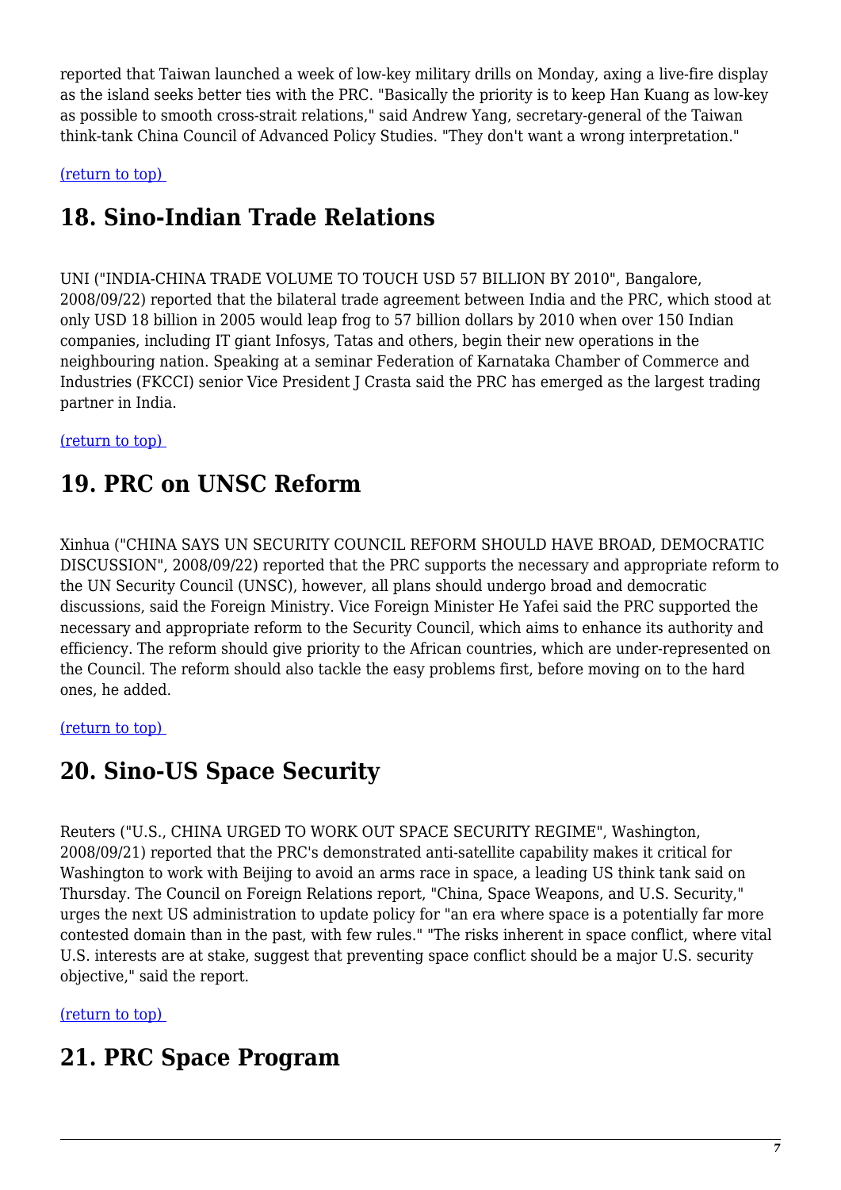reported that Taiwan launched a week of low-key military drills on Monday, axing a live-fire display as the island seeks better ties with the PRC. "Basically the priority is to keep Han Kuang as low-key as possible to smooth cross-strait relations," said Andrew Yang, secretary-general of the Taiwan think-tank China Council of Advanced Policy Studies. "They don't want a wrong interpretation."

(return to top)

## 18. Sino-Indian Trade Relations

UNI ("INDIA-CHINA TRADE VOLUME TO TOUCH USD 57 BILLION BY 2010", Bangalore, 2008/09/22) reported that the bilateral trade agreement between India and the PRC, which stood at only USD 18 billion in 2005 would leap frog to 57 billion dollars by 2010 when over 150 Indian companies, including IT giant Infosys, Tatas and others, begin their new operations in the neighbouring nation. Speaking at a seminar Federation of Karnataka Chamber of Commerce and Industries (FKCCI) senior Vice President J Crasta said the PRC has emerged as the largest trading partner in India.

(return to top)

## 19. PRC on UNSC Reform

Xinhua ("CHINA SAYS UN SECURITY COUNCIL REFORM SHOULD HAVE BROAD, DEMOCRATIC DISCUSSION", 2008/09/22) reported that the PRC supports the necessary and appropriate reform to the UN Security Council (UNSC), however, all plans should undergo broad and democratic discussions, said the Foreign Ministry. Vice Foreign Minister He Yafei said the PRC supported the necessary and appropriate reform to the Security Council, which aims to enhance its authority and efficiency. The reform should give priority to the African countries, which are under-represented on the Council. The reform should also tackle the easy problems first, before moving on to the hard ones, he added.

(return to top)

## 20. Sino-US Space Security

Reuters ("U.S., CHINA URGED TO WORK OUT SPACE SECURITY REGIME", Washington, 2008/09/21) reported that the PRC's demonstrated anti-satellite capability makes it critical for Washington to work with Beijing to avoid an arms race in space, a leading US think tank said on Thursday. The Council on Foreign Relations report, "China, Space Weapons, and U.S. Security," urges the next US administration to update policy for "an era where space is a potentially far more contested domain than in the past, with few rules." "The risks inherent in space conflict, where vital U.S. interests are at stake, suggest that preventing space conflict should be a major U.S. security objective," said the report.

(return to top)

## 21. PRC Space Program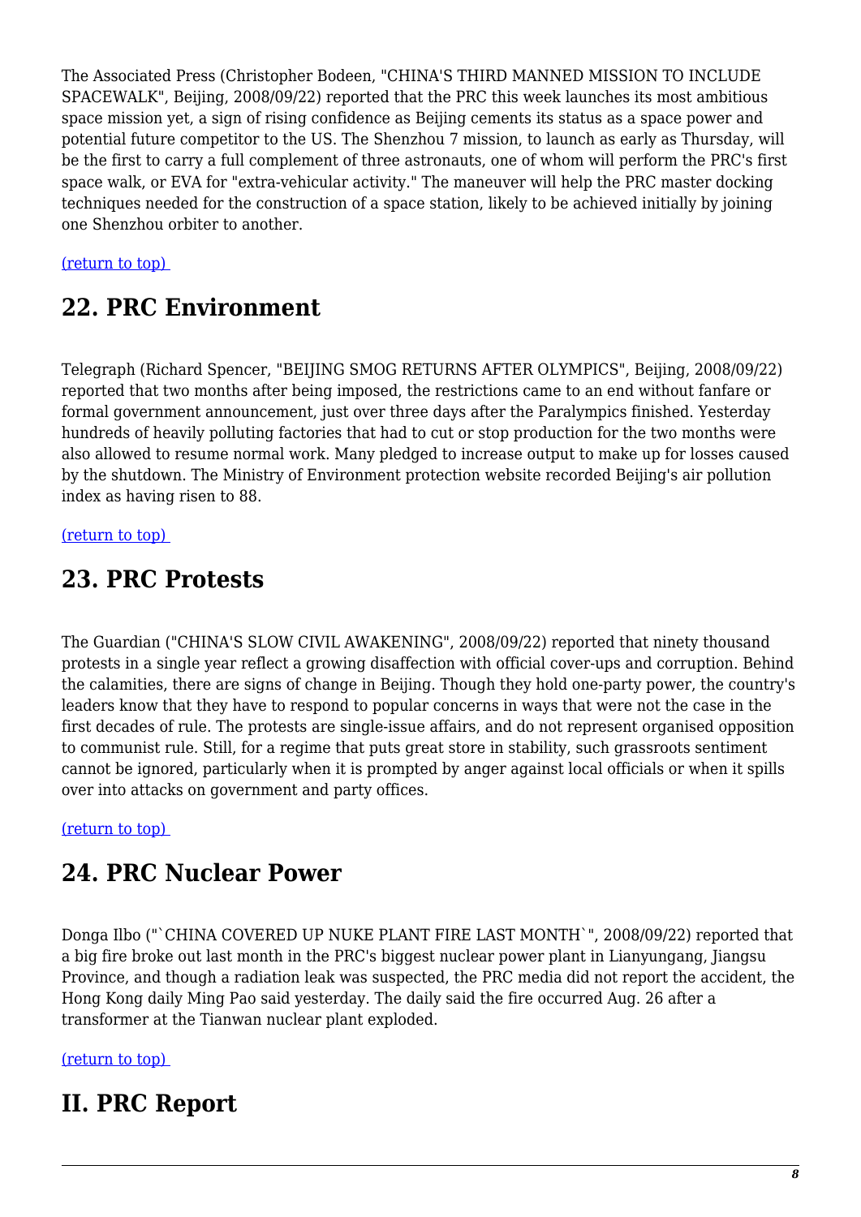The Associated Press (Christopher Bodeen, "CHINA'S THIRD MANNED MISSION TO INCLUDE SPACEWALK", Beijing, 2008/09/22) reported that the PRC this week launches its most ambitious space mission yet, a sign of rising confidence as Beijing cements its status as a space power and potential future competitor to the US. The Shenzhou 7 mission, to launch as early as Thursday, will be the first to carry a full complement of three astronauts, one of whom will perform the PRC's first space walk, or EVA for "extra-vehicular activity." The maneuver will help the PRC master docking techniques needed for the construction of a space station, likely to be achieved initially by joining one Shenzhou orbiter to another.

(return to top)

## 22. PRC Environment

Telegraph (Richard Spencer, "BEIJING SMOG RETURNS AFTER OLYMPICS", Beijing, 2008/09/22) reported that two months after being imposed, the restrictions came to an end without fanfare or formal government announcement, just over three days after the Paralympics finished. Yesterday hundreds of heavily polluting factories that had to cut or stop production for the two months were also allowed to resume normal work. Many pledged to increase output to make up for losses caused by the shutdown. The Ministry of Environment protection website recorded Beijing's air pollution index as having risen to 88.

(return to top)

## 23. PRC Protests

The Guardian ("CHINA'S SLOW CIVIL AWAKENING", 2008/09/22) reported that ninety thousand protests in a single year reflect a growing disaffection with official cover-ups and corruption. Behind the calamities, there are signs of change in Beijing. Though they hold one-party power, the country's leaders know that they have to respond to popular concerns in ways that were not the case in the first decades of rule. The protests are single-issue affairs, and do not represent organised opposition to communist rule. Still, for a regime that puts great store in stability, such grassroots sentiment cannot be ignored, particularly when it is prompted by anger against local officials or when it spills over into attacks on government and party offices.

(return to top)

## 24. PRC Nuclear Power

Donga Ilbo ("`CHINA COVERED UP NUKE PLANT FIRE LAST MONTH`", 2008/09/22) reported that a big fire broke out last month in the PRC's biggest nuclear power plant in Lianyungang, Jiangsu Province, and though a radiation leak was suspected, the PRC media did not report the accident, the Hong Kong daily Ming Pao said yesterday. The daily said the fire occurred Aug. 26 after a transformer at the Tianwan nuclear plant exploded.

(return to top)

# II. PRC Report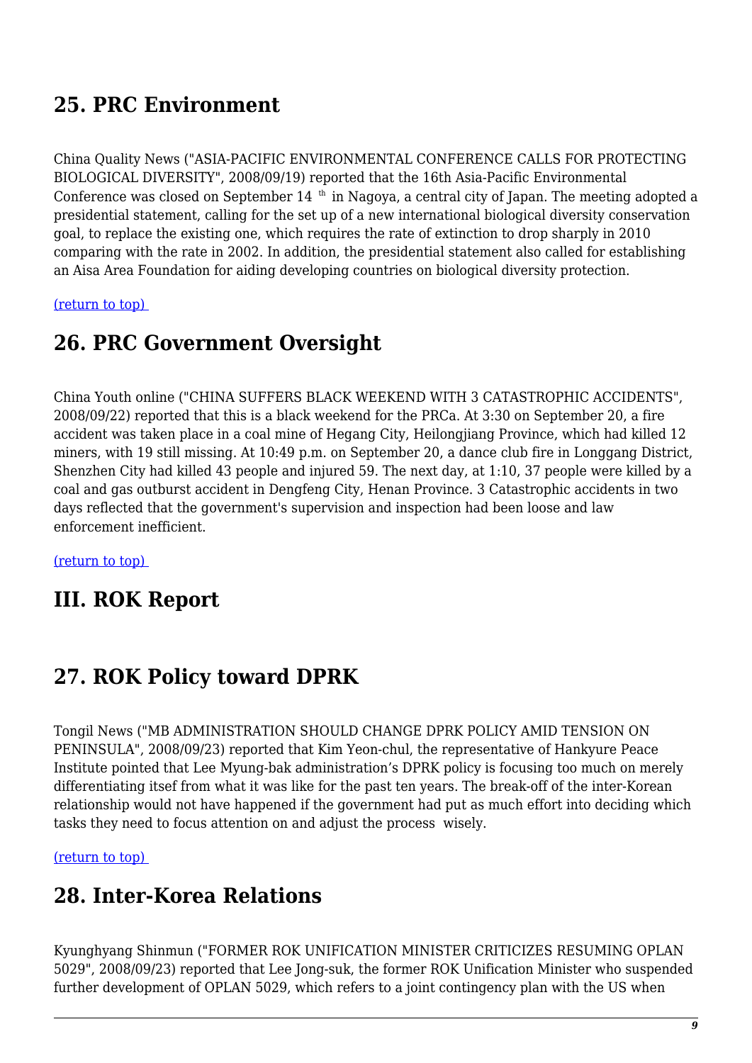## 25. PRC Environment

China Quality News ("ASIA-PACIFIC ENVIRONMENTAL CONFERENCE CALLS FOR PROTECTING BIOLOGICAL DIVERSITY", 2008/09/19) reported that the 16th Asia-Pacific Environmental Conference was closed on September 14 th in Nagoya, a central city of Japan. The meeting adopted a presidential statement, calling for the set up of a new international biological diversity conservation goal, to replace the existing one, which requires the rate of extinction to drop sharply in 2010 comparing with the rate in 2002. In addition, the presidential statement also called for establishing an Aisa Area Foundation for aiding developing countries on biological diversity protection.

(return to top)

## 26. PRC Government Oversight

China Youth online ("CHINA SUFFERS BLACK WEEKEND WITH 3 CATASTROPHIC ACCIDENTS", 2008/09/22) reported that this is a black weekend for the PRCa. At 3:30 on September 20, a fire accident was taken place in a coal mine of Hegang City, Heilongjiang Province, which had killed 12 miners, with 19 still missing. At 10:49 p.m. on September 20, a dance club fire in Longgang District, Shenzhen City had killed 43 people and injured 59. The next day, at 1:10, 37 people were killed by a coal and gas outburst accident in Dengfeng City, Henan Province. 3 Catastrophic accidents in two days reflected that the government's supervision and inspection had been loose and law enforcement inefficient.

(return to top)

# III. ROK Report

## 27. ROK Policy toward DPRK

Tongil News ("MB ADMINISTRATION SHOULD CHANGE DPRK POLICY AMID TENSION ON PENINSULA", 2008/09/23) reported that Kim Yeon-chul, the representative of Hankyure Peace Institute pointed that Lee Myung-bak administration's DPRK policy is focusing too much on merely differentiating itsef from what it was like for the past ten years. The break-off of the inter-Korean relationship would not have happened if the government had put as much effort into deciding which tasks they need to focus attention on and adjust the process wisely.

(return to top)

## 28. Inter-Korea Relations

Kyunghyang Shinmun ("FORMER ROK UNIFICATION MINISTER CRITICIZES RESUMING OPLAN 5029", 2008/09/23) reported that Lee Jong-suk, the former ROK Unification Minister who suspended further development of OPLAN 5029, which refers to a joint contingency plan with the US when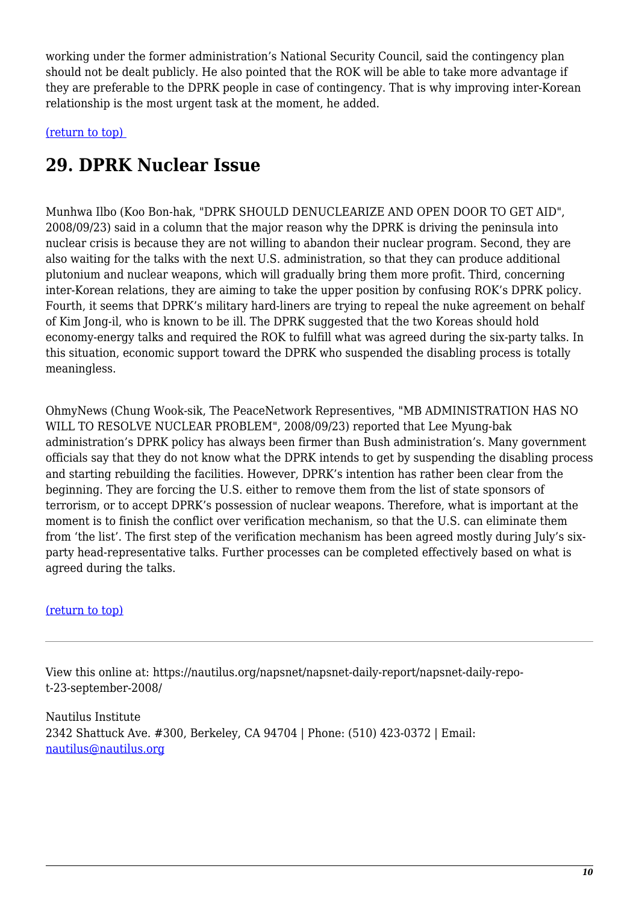working under the former administration's National Security Council, said the contingency plan should not be dealt publicly. He also pointed that the ROK will be able to take more advantage if they are preferable to the DPRK people in case of contingency. That is why improving inter-Korean relationship is the most urgent task at the moment, he added.

(return to top)

## 29. DPRK Nuclear Issue

Munhwa Ilbo (Koo Bon-hak, "DPRK SHOULD DENUCLEARIZE AND OPEN DOOR TO GET AID", 2008/09/23) said in a column that the major reason why the DPRK is driving the peninsula into nuclear crisis is because they are not willing to abandon their nuclear program. Second, they are also waiting for the talks with the next U.S. administration, so that they can produce additional plutonium and nuclear weapons, which will gradually bring them more profit. Third, concerning inter-Korean relations, they are aiming to take the upper position by confusing ROK's DPRK policy. Fourth, it seems that DPRK's military hard-liners are trying to repeal the nuke agreement on behalf of Kim Jong-il, who is known to be ill. The DPRK suggested that the two Koreas should hold economy-energy talks and required the ROK to fulfill what was agreed during the six-party talks. In this situation, economic support toward the DPRK who suspended the disabling process is totally meaningless.

OhmyNews (Chung Wook-sik, The PeaceNetwork Representives, "MB ADMINISTRATION HAS NO WILL TO RESOLVE NUCLEAR PROBLEM", 2008/09/23) reported that Lee Myung-bak administration's DPRK policy has always been firmer than Bush administration's. Many government officials say that they do not know what the DPRK intends to get by suspending the disabling process and starting rebuilding the facilities. However, DPRK's intention has rather been clear from the beginning. They are forcing the U.S. either to remove them from the list of state sponsors of terrorism, or to accept DPRK's possession of nuclear weapons. Therefore, what is important at the moment is to finish the conflict over verification mechanism, so that the U.S. can eliminate them from 'the list'. The first step of the verification mechanism has been agreed mostly during July's six-party head-representative talks. Further processes can be completed effectively based on what is agreed during the talks.

(return to top)

---

View this online at: https://nautilus.org/napsnet/napsnet-daily-report/napsnet-daily-report-23-september-2008/

Nautilus Institute
2342 Shattuck Ave. #300, Berkeley, CA 94704 | Phone: (510) 423-0372 | Email: nautilus@nautilus.org